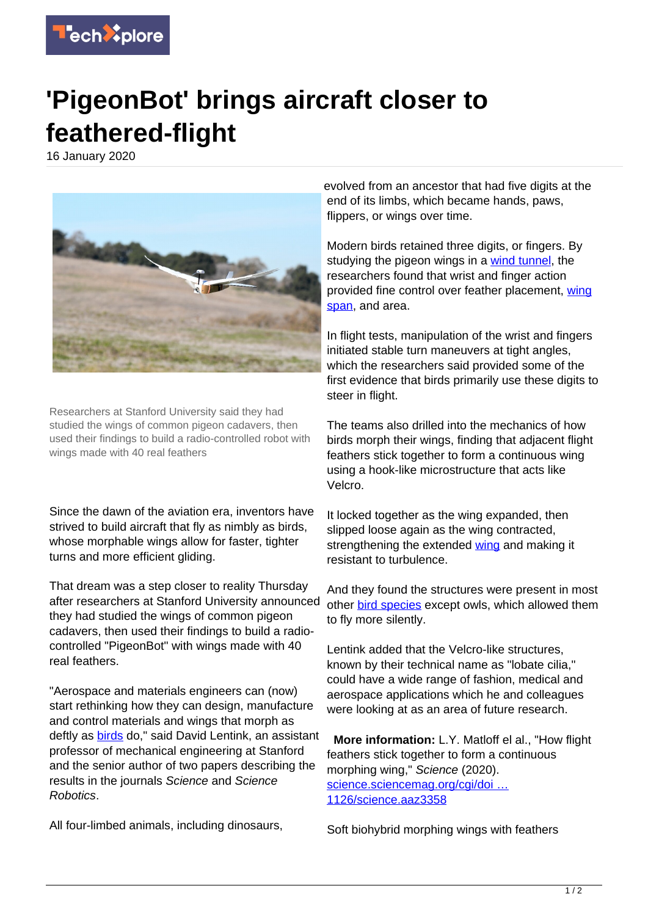# 'PigeonBot' brings aircraft closer to feathered-flight

16 January 2020

Researchers at Stanford University said they had studied the wings of common pigeon cadavers, then used their findings to build a radio-controlled robot with wings made with 40 real feathers

Since the dawn of the aviation era, inventors have strived to build aircraft that fly as nimbly as birds, whose morphable wings allow for faster, tighter turns and more efficient gliding.

That dream was a step closer to reality Thursday after researchers at Stanford University announced they had studied the wings of common pigeon cadavers, then used their findings to build a radio-controlled "PigeonBot" with wings made with 40 real feathers.

"Aerospace and materials engineers can (now) start rethinking how they can design, manufacture and control materials and wings that morph as deftly as birds do," said David Lentink, an assistant professor of mechanical engineering at Stanford and the senior author of two papers describing the results in the journals *Science* and *Science Robotics*.

All four-limbed animals, including dinosaurs, evolved from an ancestor that had five digits at the end of its limbs, which became hands, paws, flippers, or wings over time.

Modern birds retained three digits, or fingers. By studying the pigeon wings in a wind tunnel, the researchers found that wrist and finger action provided fine control over feather placement, wing span, and area.

In flight tests, manipulation of the wrist and fingers initiated stable turn maneuvers at tight angles, which the researchers said provided some of the first evidence that birds primarily use these digits to steer in flight.

The teams also drilled into the mechanics of how birds morph their wings, finding that adjacent flight feathers stick together to form a continuous wing using a hook-like microstructure that acts like Velcro.

It locked together as the wing expanded, then slipped loose again as the wing contracted, strengthening the extended wing and making it resistant to turbulence.

And they found the structures were present in most other bird species except owls, which allowed them to fly more silently.

Lentink added that the Velcro-like structures, known by their technical name as "lobate cilia," could have a wide range of fashion, medical and aerospace applications which he and colleagues were looking at as an area of future research.

**More information:** L.Y. Matloff el al., "How flight feathers stick together to form a continuous morphing wing," *Science* (2020). science.sciencemag.org/cgi/doi … 1126/science.aaz3358

Soft biohybrid morphing wings with feathers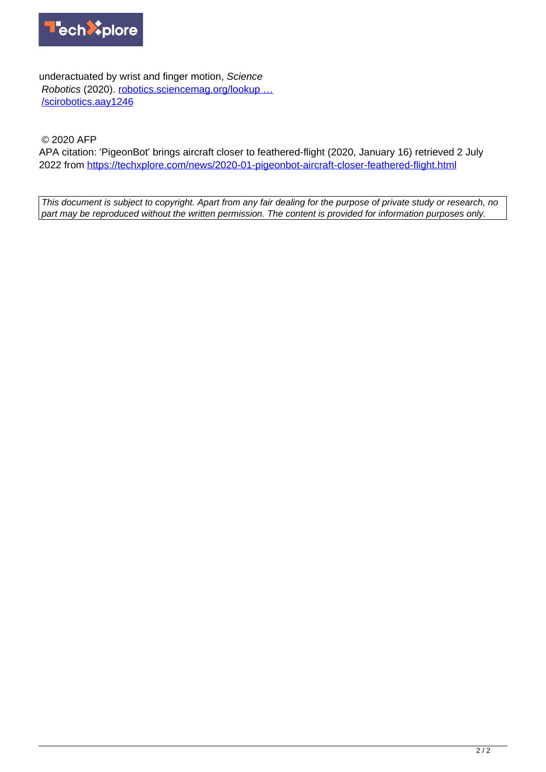underactuated by wrist and finger motion, *Science Robotics* (2020). [robotics.sciencemag.org/lookup … /scirobotics.aay1246](robotics.sciencemag.org/lookup … /scirobotics.aay1246)

© 2020 AFP

APA citation: 'PigeonBot' brings aircraft closer to feathered-flight (2020, January 16) retrieved 2 July 2022 from [https://techxplore.com/news/2020-01-pigeonbot-aircraft-closer-feathered-flight.html](https://techxplore.com/news/2020-01-pigeonbot-aircraft-closer-feathered-flight.html)

*This document is subject to copyright. Apart from any fair dealing for the purpose of private study or research, no part may be reproduced without the written permission. The content is provided for information purposes only.*